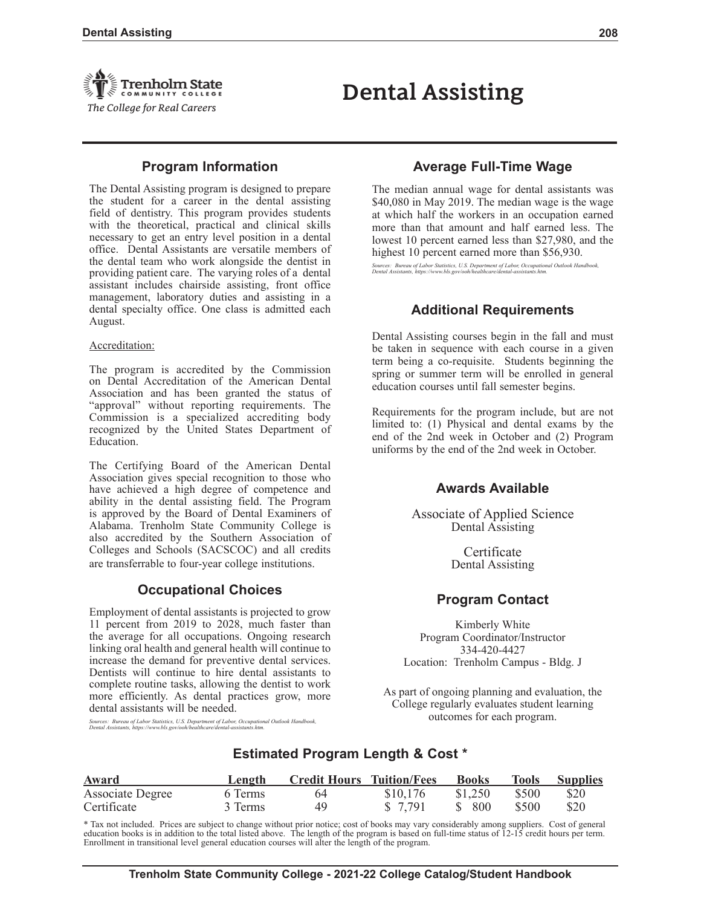Trenholm State Community College

*The College for Real Careers*

# Dental Assisting

## Program Information

The Dental Assisting program is designed to prepare the student for a career in the dental assisting field of dentistry. This program provides students with the theoretical, practical and clinical skills necessary to get an entry level position in a dental office. Dental Assistants are versatile members of the dental team who work alongside the dentist in providing patient care. The varying roles of a dental assistant includes chairside assisting, front office management, laboratory duties and assisting in a dental specialty office. One class is admitted each August.

Accreditation:

The program is accredited by the Commission on Dental Accreditation of the American Dental Association and has been granted the status of "approval" without reporting requirements. The Commission is a specialized accrediting body recognized by the United States Department of Education.

The Certifying Board of the American Dental Association gives special recognition to those who have achieved a high degree of competence and ability in the dental assisting field. The Program is approved by the Board of Dental Examiners of Alabama. Trenholm State Community College is also accredited by the Southern Association of Colleges and Schools (SACSCOC) and all credits are transferrable to four-year college institutions.

## Occupational Choices

Employment of dental assistants is projected to grow 11 percent from 2019 to 2028, much faster than the average for all occupations. Ongoing research linking oral health and general health will continue to increase the demand for preventive dental services. Dentists will continue to hire dental assistants to complete routine tasks, allowing the dentist to work more efficiently. As dental practices grow, more dental assistants will be needed.

*Sources: Bureau of Labor Statistics, U.S. Department of Labor, Occupational Outlook Handbook, Dental Assistants, https://www.bls.gov/ooh/healthcare/dental-assistants.htm.*

## Average Full-Time Wage

The median annual wage for dental assistants was $40,080 in May 2019. The median wage is the wage at which half the workers in an occupation earned more than that amount and half earned less. The lowest 10 percent earned less than $27,980, and the highest 10 percent earned more than $56,930.

*Sources: Bureau of Labor Statistics, U.S. Department of Labor, Occupational Outlook Handbook, Dental Assistants, https://www.bls.gov/ooh/healthcare/dental-assistants.htm.*

## Additional Requirements

Dental Assisting courses begin in the fall and must be taken in sequence with each course in a given term being a co-requisite. Students beginning the spring or summer term will be enrolled in general education courses until fall semester begins.

Requirements for the program include, but are not limited to: (1) Physical and dental exams by the end of the 2nd week in October and (2) Program uniforms by the end of the 2nd week in October.

## Awards Available

Associate of Applied Science
Dental Assisting

Certificate
Dental Assisting

## Program Contact

Kimberly White
Program Coordinator/Instructor
334-420-4427
Location: Trenholm Campus - Bldg. J

As part of ongoing planning and evaluation, the College regularly evaluates student learning outcomes for each program.

## Estimated Program Length & Cost *

| Award | Length | Credit Hours | Tuition/Fees | Books | Tools | Supplies |
|---|---|---|---|---|---|---|
| Associate Degree | 6 Terms | 64 | $10,176 | $1,250 | $500 | $20 |
| Certificate | 3 Terms | 49 | $ 7,791 | $ 800 | $500 | $20 |

* Tax not included. Prices are subject to change without prior notice; cost of books may vary considerably among suppliers. Cost of general education books is in addition to the total listed above. The length of the program is based on full-time status of 12-15 credit hours per term. Enrollment in transitional level general education courses will alter the length of the program.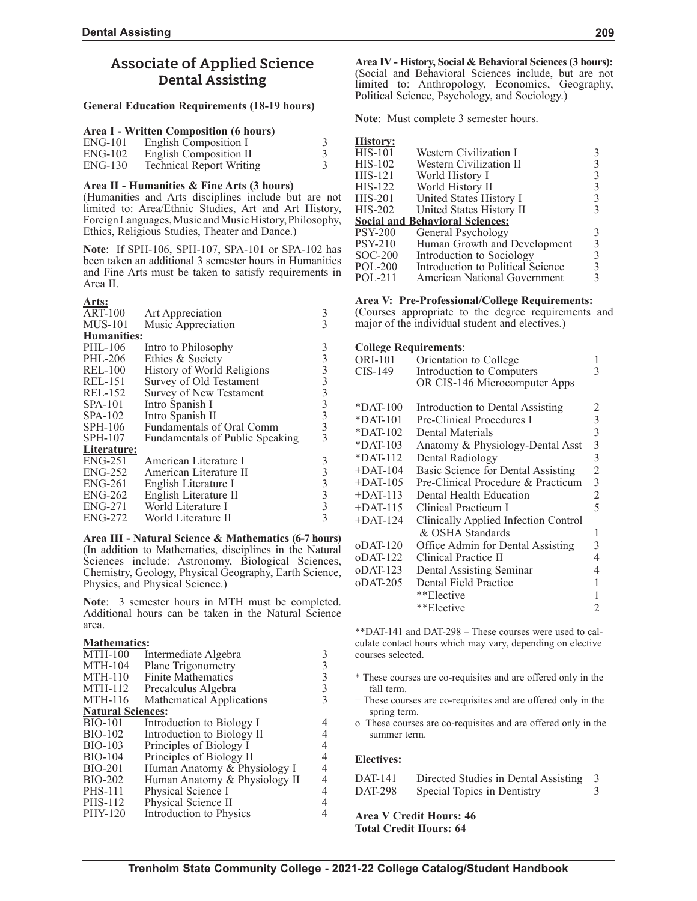## Associate of Applied Science
### Dental Assisting

**General Education Requirements (18-19 hours)**

**Area I - Written Composition (6 hours)**

| | | |
|---|---|---|
| ENG-101 | English Composition I | 3 |
| ENG-102 | English Composition II | 3 |
| ENG-130 | Technical Report Writing | 3 |

**Area II - Humanities & Fine Arts (3 hours)**
(Humanities and Arts disciplines include but are not limited to: Area/Ethnic Studies, Art and Art History, Foreign Languages, Music and Music History, Philosophy, Ethics, Religious Studies, Theater and Dance.)

**Note**: If SPH-106, SPH-107, SPA-101 or SPA-102 has been taken an additional 3 semester hours in Humanities and Fine Arts must be taken to satisfy requirements in Area II.

| | | |
|---|---|---|
| **Arts:** | | |
| ART-100 | Art Appreciation | 3 |
| MUS-101 | Music Appreciation | 3 |
| **Humanities:** | | |
| PHL-106 | Intro to Philosophy | 3 |
| PHL-206 | Ethics & Society | 3 |
| REL-100 | History of World Religions | 3 |
| REL-151 | Survey of Old Testament | 3 |
| REL-152 | Survey of New Testament | 3 |
| SPA-101 | Intro Spanish I | 3 |
| SPA-102 | Intro Spanish II | 3 |
| SPH-106 | Fundamentals of Oral Comm | 3 |
| SPH-107 | Fundamentals of Public Speaking | 3 |
| **Literature:** | | |
| ENG-251 | American Literature I | 3 |
| ENG-252 | American Literature II | 3 |
| ENG-261 | English Literature I | 3 |
| ENG-262 | English Literature II | 3 |
| ENG-271 | World Literature I | 3 |
| ENG-272 | World Literature II | 3 |

**Area III - Natural Science & Mathematics (6-7 hours)**
(In addition to Mathematics, disciplines in the Natural Sciences include: Astronomy, Biological Sciences, Chemistry, Geology, Physical Geography, Earth Science, Physics, and Physical Science.)

**Note**: 3 semester hours in MTH must be completed. Additional hours can be taken in the Natural Science area.

| | | |
|---|---|---|
| **Mathematics:** | | |
| MTH-100 | Intermediate Algebra | 3 |
| MTH-104 | Plane Trigonometry | 3 |
| MTH-110 | Finite Mathematics | 3 |
| MTH-112 | Precalculus Algebra | 3 |
| MTH-116 | Mathematical Applications | 3 |
| **Natural Sciences:** | | |
| BIO-101 | Introduction to Biology I | 4 |
| BIO-102 | Introduction to Biology II | 4 |
| BIO-103 | Principles of Biology I | 4 |
| BIO-104 | Principles of Biology II | 4 |
| BIO-201 | Human Anatomy & Physiology I | 4 |
| BIO-202 | Human Anatomy & Physiology II | 4 |
| PHS-111 | Physical Science I | 4 |
| PHS-112 | Physical Science II | 4 |
| PHY-120 | Introduction to Physics | 4 |

**Area IV - History, Social & Behavioral Sciences (3 hours):**
(Social and Behavioral Sciences include, but are not limited to: Anthropology, Economics, Geography, Political Science, Psychology, and Sociology.)

**Note**: Must complete 3 semester hours.

| | | |
|---|---|---|
| **History:** | | |
| HIS-101 | Western Civilization I | 3 |
| HIS-102 | Western Civilization II | 3 |
| HIS-121 | World History I | 3 |
| HIS-122 | World History II | 3 |
| HIS-201 | United States History I | 3 |
| HIS-202 | United States History II | 3 |
| **Social and Behavioral Sciences:** | | |
| PSY-200 | General Psychology | 3 |
| PSY-210 | Human Growth and Development | 3 |
| SOC-200 | Introduction to Sociology | 3 |
| POL-200 | Introduction to Political Science | 3 |
| POL-211 | American National Government | 3 |

**Area V: Pre-Professional/College Requirements:**
(Courses appropriate to the degree requirements and major of the individual student and electives.)

| | | |
|---|---|---|
| **College Requirements**: | | |
| ORI-101 | Orientation to College | 1 |
| CIS-149 | Introduction to Computers OR CIS-146 Microcomputer Apps | 3 |
| *DAT-100 | Introduction to Dental Assisting | 2 |
| *DAT-101 | Pre-Clinical Procedures I | 3 |
| *DAT-102 | Dental Materials | 3 |
| *DAT-103 | Anatomy & Physiology-Dental Asst | 3 |
| *DAT-112 | Dental Radiology | 3 |
| +DAT-104 | Basic Science for Dental Assisting | 2 |
| +DAT-105 | Pre-Clinical Procedure & Practicum | 3 |
| +DAT-113 | Dental Health Education | 2 |
| +DAT-115 | Clinical Practicum I | 5 |
| +DAT-124 | Clinically Applied Infection Control & OSHA Standards | 1 |
| oDAT-120 | Office Admin for Dental Assisting | 3 |
| oDAT-122 | Clinical Practice II | 4 |
| oDAT-123 | Dental Assisting Seminar | 4 |
| oDAT-205 | Dental Field Practice | 1 |
| | **Elective | 1 |
| | **Elective | 2 |

**DAT-141 and DAT-298 – These courses were used to calculate contact hours which may vary, depending on elective courses selected.

\* These courses are co-requisites and are offered only in the fall term.

\+ These courses are co-requisites and are offered only in the spring term.

o These courses are co-requisites and are offered only in the summer term.

**Electives:**

| | | |
|---|---|---|
| DAT-141 | Directed Studies in Dental Assisting | 3 |
| DAT-298 | Special Topics in Dentistry | 3 |

**Area V Credit Hours: 46**
**Total Credit Hours: 64**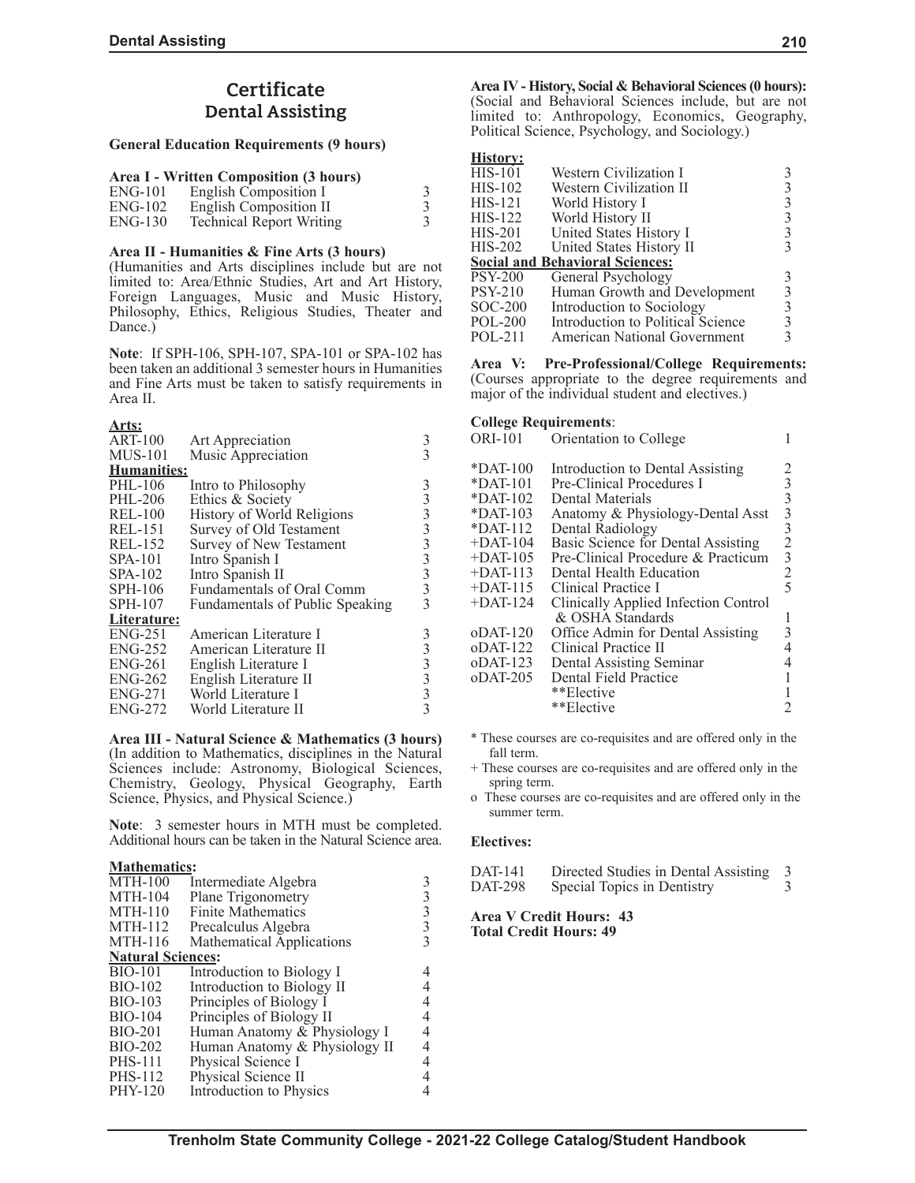# Certificate
## Dental Assisting

**General Education Requirements (9 hours)**

**Area I - Written Composition (3 hours)**

| | | |
|---|---|---|
| ENG-101 | English Composition I | 3 |
| ENG-102 | English Composition II | 3 |
| ENG-130 | Technical Report Writing | 3 |

**Area II - Humanities & Fine Arts (3 hours)**

(Humanities and Arts disciplines include but are not limited to: Area/Ethnic Studies, Art and Art History, Foreign Languages, Music and Music History, Philosophy, Ethics, Religious Studies, Theater and Dance.)

**Note**: If SPH-106, SPH-107, SPA-101 or SPA-102 has been taken an additional 3 semester hours in Humanities and Fine Arts must be taken to satisfy requirements in Area II.

| | | |
|---|---|---|
| **Arts:** | | |
| ART-100 | Art Appreciation | 3 |
| MUS-101 | Music Appreciation | 3 |
| **Humanities:** | | |
| PHL-106 | Intro to Philosophy | 3 |
| PHL-206 | Ethics & Society | 3 |
| REL-100 | History of World Religions | 3 |
| REL-151 | Survey of Old Testament | 3 |
| REL-152 | Survey of New Testament | 3 |
| SPA-101 | Intro Spanish I | 3 |
| SPA-102 | Intro Spanish II | 3 |
| SPH-106 | Fundamentals of Oral Comm | 3 |
| SPH-107 | Fundamentals of Public Speaking | 3 |
| **Literature:** | | |
| ENG-251 | American Literature I | 3 |
| ENG-252 | American Literature II | 3 |
| ENG-261 | English Literature I | 3 |
| ENG-262 | English Literature II | 3 |
| ENG-271 | World Literature I | 3 |
| ENG-272 | World Literature II | 3 |

**Area III - Natural Science & Mathematics (3 hours)**

(In addition to Mathematics, disciplines in the Natural Sciences include: Astronomy, Biological Sciences, Chemistry, Geology, Physical Geography, Earth Science, Physics, and Physical Science.)

**Note**: 3 semester hours in MTH must be completed. Additional hours can be taken in the Natural Science area.

| | | |
|---|---|---|
| **Mathematics:** | | |
| MTH-100 | Intermediate Algebra | 3 |
| MTH-104 | Plane Trigonometry | 3 |
| MTH-110 | Finite Mathematics | 3 |
| MTH-112 | Precalculus Algebra | 3 |
| MTH-116 | Mathematical Applications | 3 |
| **Natural Sciences:** | | |
| BIO-101 | Introduction to Biology I | 4 |
| BIO-102 | Introduction to Biology II | 4 |
| BIO-103 | Principles of Biology I | 4 |
| BIO-104 | Principles of Biology II | 4 |
| BIO-201 | Human Anatomy & Physiology I | 4 |
| BIO-202 | Human Anatomy & Physiology II | 4 |
| PHS-111 | Physical Science I | 4 |
| PHS-112 | Physical Science II | 4 |
| PHY-120 | Introduction to Physics | 4 |

**Area IV - History, Social & Behavioral Sciences (0 hours):**

(Social and Behavioral Sciences include, but are not limited to: Anthropology, Economics, Geography, Political Science, Psychology, and Sociology.)

| | | |
|---|---|---|
| **History:** | | |
| HIS-101 | Western Civilization I | 3 |
| HIS-102 | Western Civilization II | 3 |
| HIS-121 | World History I | 3 |
| HIS-122 | World History II | 3 |
| HIS-201 | United States History I | 3 |
| HIS-202 | United States History II | 3 |
| **Social and Behavioral Sciences:** | | |
| PSY-200 | General Psychology | 3 |
| PSY-210 | Human Growth and Development | 3 |
| SOC-200 | Introduction to Sociology | 3 |
| POL-200 | Introduction to Political Science | 3 |
| POL-211 | American National Government | 3 |

**Area V: Pre-Professional/College Requirements:**

(Courses appropriate to the degree requirements and major of the individual student and electives.)

**College Requirements**:

| | | |
|---|---|---|
| ORI-101 | Orientation to College | 1 |
| *DAT-100 | Introduction to Dental Assisting | 2 |
| *DAT-101 | Pre-Clinical Procedures I | 3 |
| *DAT-102 | Dental Materials | 3 |
| *DAT-103 | Anatomy & Physiology-Dental Asst | 3 |
| *DAT-112 | Dental Radiology | 3 |
| +DAT-104 | Basic Science for Dental Assisting | 2 |
| +DAT-105 | Pre-Clinical Procedure & Practicum | 3 |
| +DAT-113 | Dental Health Education | 2 |
| +DAT-115 | Clinical Practice I | 5 |
| +DAT-124 | Clinically Applied Infection Control & OSHA Standards | 1 |
| oDAT-120 | Office Admin for Dental Assisting | 3 |
| oDAT-122 | Clinical Practice II | 4 |
| oDAT-123 | Dental Assisting Seminar | 4 |
| oDAT-205 | Dental Field Practice | 1 |
| | **Elective | 1 |
| | **Elective | 2 |

\* These courses are co-requisites and are offered only in the fall term.

\+ These courses are co-requisites and are offered only in the spring term.

o These courses are co-requisites and are offered only in the summer term.

**Electives:**

| | | |
|---|---|---|
| DAT-141 | Directed Studies in Dental Assisting | 3 |
| DAT-298 | Special Topics in Dentistry | 3 |

**Area V Credit Hours: 43**
**Total Credit Hours: 49**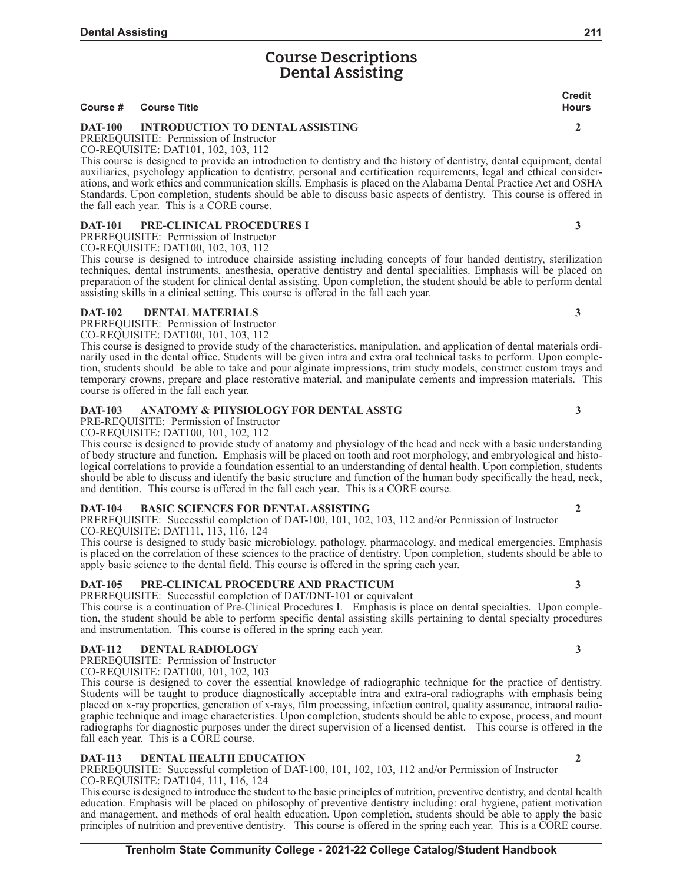# Course Descriptions
## Dental Assisting

**Course # Course Title** | **Credit Hours**

**DAT-100 INTRODUCTION TO DENTAL ASSISTING** **2**

PREREQUISITE: Permission of Instructor
CO-REQUISITE: DAT101, 102, 103, 112
This course is designed to provide an introduction to dentistry and the history of dentistry, dental equipment, dental auxiliaries, psychology application to dentistry, personal and certification requirements, legal and ethical considerations, and work ethics and communication skills. Emphasis is placed on the Alabama Dental Practice Act and OSHA Standards. Upon completion, students should be able to discuss basic aspects of dentistry. This course is offered in the fall each year. This is a CORE course.

**DAT-101 PRE-CLINICAL PROCEDURES I** **3**

PREREQUISITE: Permission of Instructor
CO-REQUISITE: DAT100, 102, 103, 112
This course is designed to introduce chairside assisting including concepts of four handed dentistry, sterilization techniques, dental instruments, anesthesia, operative dentistry and dental specialities. Emphasis will be placed on preparation of the student for clinical dental assisting. Upon completion, the student should be able to perform dental assisting skills in a clinical setting. This course is offered in the fall each year.

**DAT-102 DENTAL MATERIALS** **3**

PREREQUISITE: Permission of Instructor
CO-REQUISITE: DAT100, 101, 103, 112
This course is designed to provide study of the characteristics, manipulation, and application of dental materials ordinarily used in the dental office. Students will be given intra and extra oral technical tasks to perform. Upon completion, students should be able to take and pour alginate impressions, trim study models, construct custom trays and temporary crowns, prepare and place restorative material, and manipulate cements and impression materials. This course is offered in the fall each year.

**DAT-103 ANATOMY & PHYSIOLOGY FOR DENTAL ASSTG** **3**

PRE-REQUISITE: Permission of Instructor
CO-REQUISITE: DAT100, 101, 102, 112
This course is designed to provide study of anatomy and physiology of the head and neck with a basic understanding of body structure and function. Emphasis will be placed on tooth and root morphology, and embryological and histological correlations to provide a foundation essential to an understanding of dental health. Upon completion, students should be able to discuss and identify the basic structure and function of the human body specifically the head, neck, and dentition. This course is offered in the fall each year. This is a CORE course.

**DAT-104 BASIC SCIENCES FOR DENTAL ASSISTING** **2**

PREREQUISITE: Successful completion of DAT-100, 101, 102, 103, 112 and/or Permission of Instructor
CO-REQUISITE: DAT111, 113, 116, 124
This course is designed to study basic microbiology, pathology, pharmacology, and medical emergencies. Emphasis is placed on the correlation of these sciences to the practice of dentistry. Upon completion, students should be able to apply basic science to the dental field. This course is offered in the spring each year.

**DAT-105 PRE-CLINICAL PROCEDURE AND PRACTICUM** **3**

PREREQUISITE: Successful completion of DAT/DNT-101 or equivalent
This course is a continuation of Pre-Clinical Procedures I. Emphasis is place on dental specialties. Upon completion, the student should be able to perform specific dental assisting skills pertaining to dental specialty procedures and instrumentation. This course is offered in the spring each year.

**DAT-112 DENTAL RADIOLOGY** **3**

PREREQUISITE: Permission of Instructor
CO-REQUISITE: DAT100, 101, 102, 103
This course is designed to cover the essential knowledge of radiographic technique for the practice of dentistry. Students will be taught to produce diagnostically acceptable intra and extra-oral radiographs with emphasis being placed on x-ray properties, generation of x-rays, film processing, infection control, quality assurance, intraoral radiographic technique and image characteristics. Upon completion, students should be able to expose, process, and mount radiographs for diagnostic purposes under the direct supervision of a licensed dentist. This course is offered in the fall each year. This is a CORE course.

**DAT-113 DENTAL HEALTH EDUCATION** **2**

PREREQUISITE: Successful completion of DAT-100, 101, 102, 103, 112 and/or Permission of Instructor
CO-REQUISITE: DAT104, 111, 116, 124
This course is designed to introduce the student to the basic principles of nutrition, preventive dentistry, and dental health education. Emphasis will be placed on philosophy of preventive dentistry including: oral hygiene, patient motivation and management, and methods of oral health education. Upon completion, students should be able to apply the basic principles of nutrition and preventive dentistry. This course is offered in the spring each year. This is a CORE course.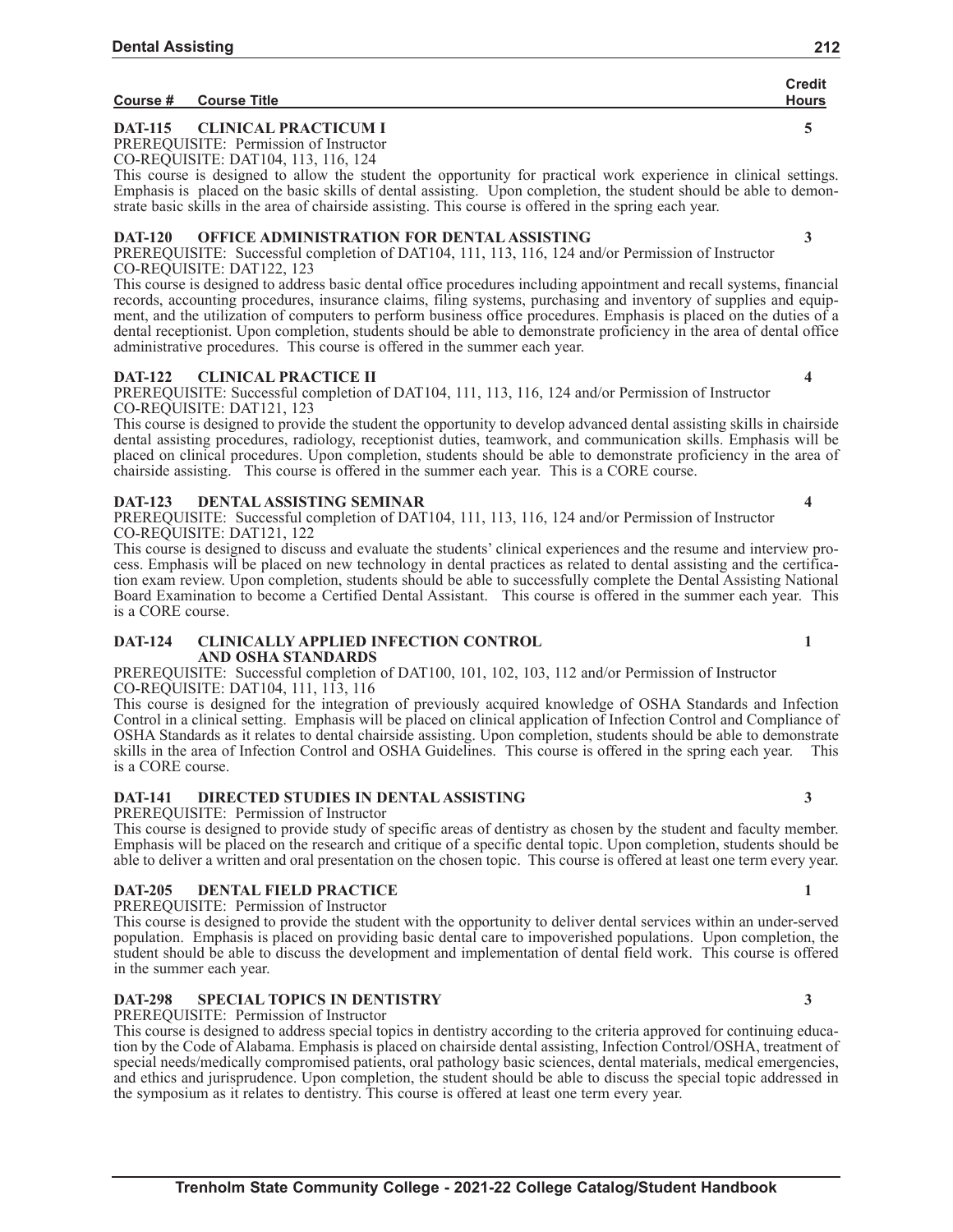| Course # | Course Title | Credit Hours |
|---|---|---|

**DAT-115 CLINICAL PRACTICUM I** **5**

PREREQUISITE: Permission of Instructor
CO-REQUISITE: DAT104, 113, 116, 124

This course is designed to allow the student the opportunity for practical work experience in clinical settings. Emphasis is placed on the basic skills of dental assisting. Upon completion, the student should be able to demonstrate basic skills in the area of chairside assisting. This course is offered in the spring each year.

**DAT-120 OFFICE ADMINISTRATION FOR DENTAL ASSISTING** **3**

PREREQUISITE: Successful completion of DAT104, 111, 113, 116, 124 and/or Permission of Instructor
CO-REQUISITE: DAT122, 123

This course is designed to address basic dental office procedures including appointment and recall systems, financial records, accounting procedures, insurance claims, filing systems, purchasing and inventory of supplies and equipment, and the utilization of computers to perform business office procedures. Emphasis is placed on the duties of a dental receptionist. Upon completion, students should be able to demonstrate proficiency in the area of dental office administrative procedures. This course is offered in the summer each year.

**DAT-122 CLINICAL PRACTICE II** **4**

PREREQUISITE: Successful completion of DAT104, 111, 113, 116, 124 and/or Permission of Instructor
CO-REQUISITE: DAT121, 123

This course is designed to provide the student the opportunity to develop advanced dental assisting skills in chairside dental assisting procedures, radiology, receptionist duties, teamwork, and communication skills. Emphasis will be placed on clinical procedures. Upon completion, students should be able to demonstrate proficiency in the area of chairside assisting. This course is offered in the summer each year. This is a CORE course.

**DAT-123 DENTAL ASSISTING SEMINAR** **4**

PREREQUISITE: Successful completion of DAT104, 111, 113, 116, 124 and/or Permission of Instructor
CO-REQUISITE: DAT121, 122

This course is designed to discuss and evaluate the students' clinical experiences and the resume and interview process. Emphasis will be placed on new technology in dental practices as related to dental assisting and the certification exam review. Upon completion, students should be able to successfully complete the Dental Assisting National Board Examination to become a Certified Dental Assistant. This course is offered in the summer each year. This is a CORE course.

**DAT-124 CLINICALLY APPLIED INFECTION CONTROL AND OSHA STANDARDS** **1**

PREREQUISITE: Successful completion of DAT100, 101, 102, 103, 112 and/or Permission of Instructor
CO-REQUISITE: DAT104, 111, 113, 116

This course is designed for the integration of previously acquired knowledge of OSHA Standards and Infection Control in a clinical setting. Emphasis will be placed on clinical application of Infection Control and Compliance of OSHA Standards as it relates to dental chairside assisting. Upon completion, students should be able to demonstrate skills in the area of Infection Control and OSHA Guidelines. This course is offered in the spring each year. This is a CORE course.

**DAT-141 DIRECTED STUDIES IN DENTAL ASSISTING** **3**

PREREQUISITE: Permission of Instructor

This course is designed to provide study of specific areas of dentistry as chosen by the student and faculty member. Emphasis will be placed on the research and critique of a specific dental topic. Upon completion, students should be able to deliver a written and oral presentation on the chosen topic. This course is offered at least one term every year.

**DAT-205 DENTAL FIELD PRACTICE** **1**

PREREQUISITE: Permission of Instructor

This course is designed to provide the student with the opportunity to deliver dental services within an under-served population. Emphasis is placed on providing basic dental care to impoverished populations. Upon completion, the student should be able to discuss the development and implementation of dental field work. This course is offered in the summer each year.

**DAT-298 SPECIAL TOPICS IN DENTISTRY** **3**

PREREQUISITE: Permission of Instructor

This course is designed to address special topics in dentistry according to the criteria approved for continuing education by the Code of Alabama. Emphasis is placed on chairside dental assisting, Infection Control/OSHA, treatment of special needs/medically compromised patients, oral pathology basic sciences, dental materials, medical emergencies, and ethics and jurisprudence. Upon completion, the student should be able to discuss the special topic addressed in the symposium as it relates to dentistry. This course is offered at least one term every year.